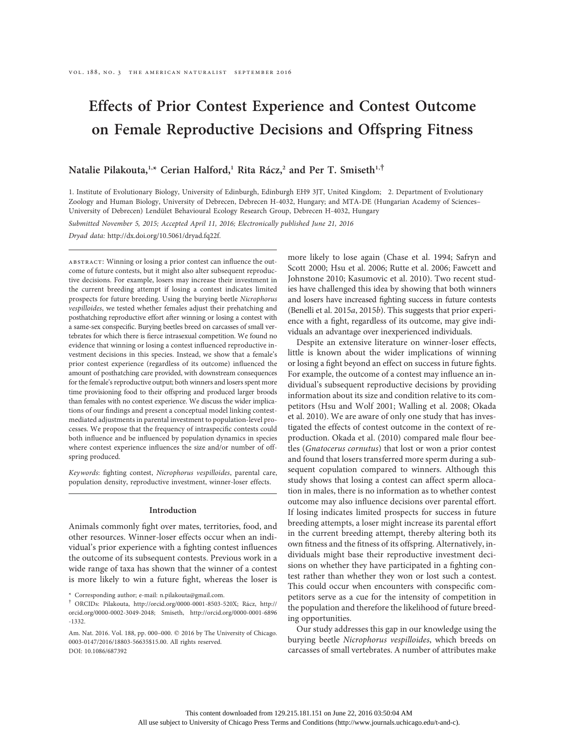# Effects of Prior Contest Experience and Contest Outcome on Female Reproductive Decisions and Offspring Fitness

**Natalie Pilakouta,[1,*] Cerian Halford,[1] Rita Rácz,[2] and Per T. Smiseth[1,†]**

1. Institute of Evolutionary Biology, University of Edinburgh, Edinburgh EH9 3JT, United Kingdom; 2. Department of Evolutionary Zoology and Human Biology, University of Debrecen, Debrecen H-4032, Hungary; and MTA-DE (Hungarian Academy of Sciences–University of Debrecen) Lendület Behavioural Ecology Research Group, Debrecen H-4032, Hungary

*Submitted November 5, 2015; Accepted April 11, 2016; Electronically published June 21, 2016*

*Dryad data:* http://dx.doi.org/10.5061/dryad.fq22f.

ABSTRACT: Winning or losing a prior contest can influence the outcome of future contests, but it might also alter subsequent reproductive decisions. For example, losers may increase their investment in the current breeding attempt if losing a contest indicates limited prospects for future breeding. Using the burying beetle *Nicrophorus vespilloides*, we tested whether females adjust their prehatching and posthatching reproductive effort after winning or losing a contest with a same-sex conspecific. Burying beetles breed on carcasses of small vertebrates for which there is fierce intrasexual competition. We found no evidence that winning or losing a contest influenced reproductive investment decisions in this species. Instead, we show that a female's prior contest experience (regardless of its outcome) influenced the amount of posthatching care provided, with downstream consequences for the female's reproductive output; both winners and losers spent more time provisioning food to their offspring and produced larger broods than females with no contest experience. We discuss the wider implications of our findings and present a conceptual model linking contest-mediated adjustments in parental investment to population-level processes. We propose that the frequency of intraspecific contests could both influence and be influenced by population dynamics in species where contest experience influences the size and/or number of offspring produced.

*Keywords*: fighting contest, *Nicrophorus vespilloides*, parental care, population density, reproductive investment, winner-loser effects.

## Introduction

Animals commonly fight over mates, territories, food, and other resources. Winner-loser effects occur when an individual's prior experience with a fighting contest influences the outcome of its subsequent contests. Previous work in a wide range of taxa has shown that the winner of a contest is more likely to win a future fight, whereas the loser is more likely to lose again (Chase et al. 1994; Safryn and Scott 2000; Hsu et al. 2006; Rutte et al. 2006; Fawcett and Johnstone 2010; Kasumovic et al. 2010). Two recent studies have challenged this idea by showing that both winners and losers have increased fighting success in future contests (Benelli et al. 2015*a*, 2015*b*). This suggests that prior experience with a fight, regardless of its outcome, may give individuals an advantage over inexperienced individuals.

Despite an extensive literature on winner-loser effects, little is known about the wider implications of winning or losing a fight beyond an effect on success in future fights. For example, the outcome of a contest may influence an individual's subsequent reproductive decisions by providing information about its size and condition relative to its competitors (Hsu and Wolf 2001; Walling et al. 2008; Okada et al. 2010). We are aware of only one study that has investigated the effects of contest outcome in the context of reproduction. Okada et al. (2010) compared male flour beetles (*Gnatocerus cornutus*) that lost or won a prior contest and found that losers transferred more sperm during a subsequent copulation compared to winners. Although this study shows that losing a contest can affect sperm allocation in males, there is no information as to whether contest outcome may also influence decisions over parental effort. If losing indicates limited prospects for success in future breeding attempts, a loser might increase its parental effort in the current breeding attempt, thereby altering both its own fitness and the fitness of its offspring. Alternatively, individuals might base their reproductive investment decisions on whether they have participated in a fighting contest rather than whether they won or lost such a contest. This could occur when encounters with conspecific competitors serve as a cue for the intensity of competition in the population and therefore the likelihood of future breeding opportunities.

Our study addresses this gap in our knowledge using the burying beetle *Nicrophorus vespilloides*, which breeds on carcasses of small vertebrates. A number of attributes make

\* Corresponding author; e-mail: n.pilakouta@gmail.com.

† ORCIDs: Pilakouta, http://orcid.org/0000-0001-8503-520X; Rácz, http://orcid.org/0000-0002-3049-2048; Smiseth, http://orcid.org/0000-0001-6896-1332.

Am. Nat. 2016. Vol. 188, pp. 000–000. © 2016 by The University of Chicago. 0003-0147/2016/18803-56635$15.00. All rights reserved.
DOI: 10.1086/687392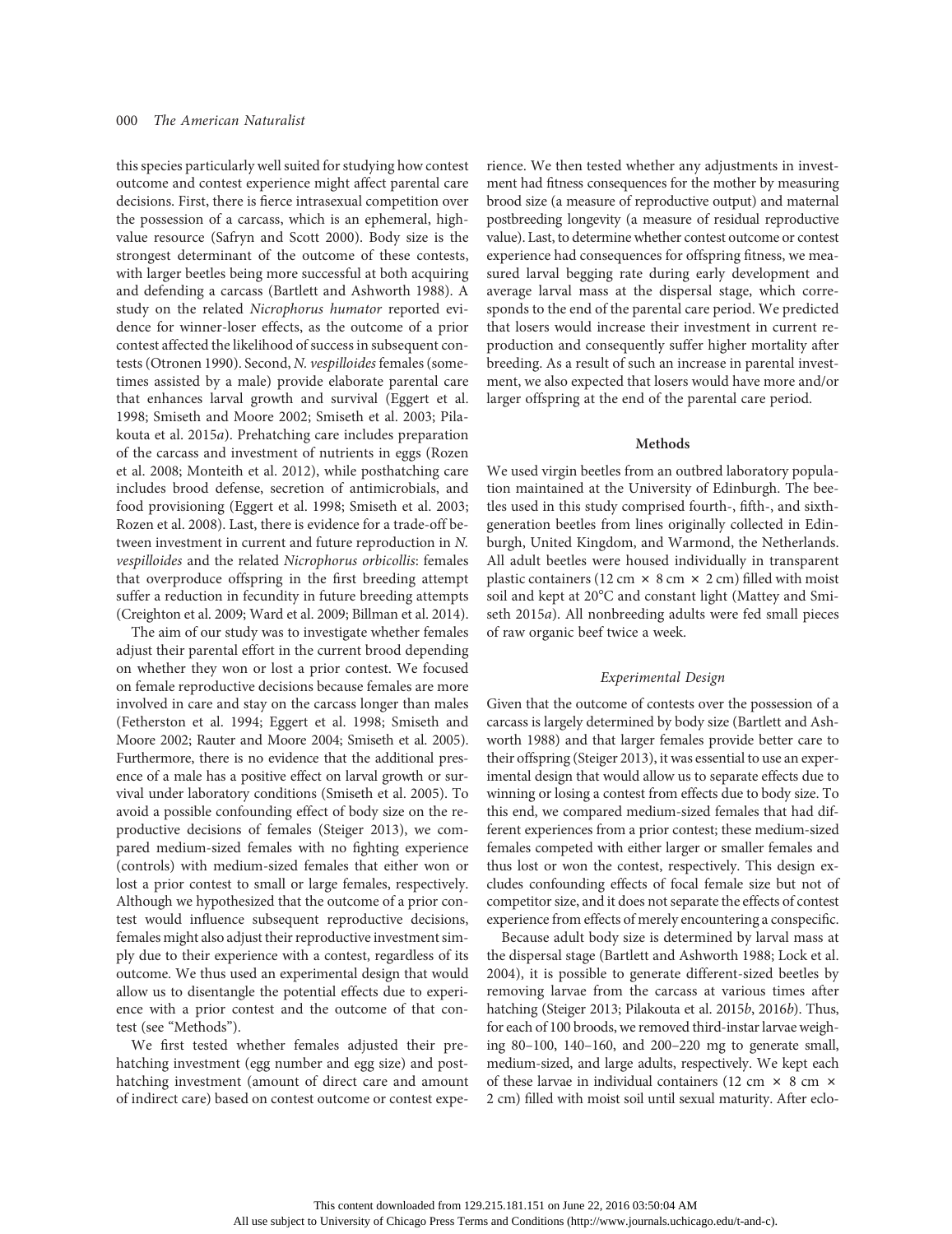this species particularly well suited for studying how contest outcome and contest experience might affect parental care decisions. First, there is fierce intrasexual competition over the possession of a carcass, which is an ephemeral, high-value resource (Safryn and Scott 2000). Body size is the strongest determinant of the outcome of these contests, with larger beetles being more successful at both acquiring and defending a carcass (Bartlett and Ashworth 1988). A study on the related *Nicrophorus humator* reported evidence for winner-loser effects, as the outcome of a prior contest affected the likelihood of success in subsequent contests (Otronen 1990). Second, *N. vespilloides* females (sometimes assisted by a male) provide elaborate parental care that enhances larval growth and survival (Eggert et al. 1998; Smiseth and Moore 2002; Smiseth et al. 2003; Pilakouta et al. 2015*a*). Prehatching care includes preparation of the carcass and investment of nutrients in eggs (Rozen et al. 2008; Monteith et al. 2012), while posthatching care includes brood defense, secretion of antimicrobials, and food provisioning (Eggert et al. 1998; Smiseth et al. 2003; Rozen et al. 2008). Last, there is evidence for a trade-off between investment in current and future reproduction in *N. vespilloides* and the related *Nicrophorus orbicollis*: females that overproduce offspring in the first breeding attempt suffer a reduction in fecundity in future breeding attempts (Creighton et al. 2009; Ward et al. 2009; Billman et al. 2014).

The aim of our study was to investigate whether females adjust their parental effort in the current brood depending on whether they won or lost a prior contest. We focused on female reproductive decisions because females are more involved in care and stay on the carcass longer than males (Fetherston et al. 1994; Eggert et al. 1998; Smiseth and Moore 2002; Rauter and Moore 2004; Smiseth et al. 2005). Furthermore, there is no evidence that the additional presence of a male has a positive effect on larval growth or survival under laboratory conditions (Smiseth et al. 2005). To avoid a possible confounding effect of body size on the reproductive decisions of females (Steiger 2013), we compared medium-sized females with no fighting experience (controls) with medium-sized females that either won or lost a prior contest to small or large females, respectively. Although we hypothesized that the outcome of a prior contest would influence subsequent reproductive decisions, females might also adjust their reproductive investment simply due to their experience with a contest, regardless of its outcome. We thus used an experimental design that would allow us to disentangle the potential effects due to experience with a prior contest and the outcome of that contest (see "Methods").

We first tested whether females adjusted their prehatching investment (egg number and egg size) and posthatching investment (amount of direct care and amount of indirect care) based on contest outcome or contest experience. We then tested whether any adjustments in investment had fitness consequences for the mother by measuring brood size (a measure of reproductive output) and maternal postbreeding longevity (a measure of residual reproductive value). Last, to determine whether contest outcome or contest experience had consequences for offspring fitness, we measured larval begging rate during early development and average larval mass at the dispersal stage, which corresponds to the end of the parental care period. We predicted that losers would increase their investment in current reproduction and consequently suffer higher mortality after breeding. As a result of such an increase in parental investment, we also expected that losers would have more and/or larger offspring at the end of the parental care period.

## Methods

We used virgin beetles from an outbred laboratory population maintained at the University of Edinburgh. The beetles used in this study comprised fourth-, fifth-, and sixth-generation beetles from lines originally collected in Edinburgh, United Kingdom, and Warmond, the Netherlands. All adult beetles were housed individually in transparent plastic containers (12 cm × 8 cm × 2 cm) filled with moist soil and kept at 20°C and constant light (Mattey and Smiseth 2015*a*). All nonbreeding adults were fed small pieces of raw organic beef twice a week.

### *Experimental Design*

Given that the outcome of contests over the possession of a carcass is largely determined by body size (Bartlett and Ashworth 1988) and that larger females provide better care to their offspring (Steiger 2013), it was essential to use an experimental design that would allow us to separate effects due to winning or losing a contest from effects due to body size. To this end, we compared medium-sized females that had different experiences from a prior contest; these medium-sized females competed with either larger or smaller females and thus lost or won the contest, respectively. This design excludes confounding effects of focal female size but not of competitor size, and it does not separate the effects of contest experience from effects of merely encountering a conspecific.

Because adult body size is determined by larval mass at the dispersal stage (Bartlett and Ashworth 1988; Lock et al. 2004), it is possible to generate different-sized beetles by removing larvae from the carcass at various times after hatching (Steiger 2013; Pilakouta et al. 2015*b*, 2016*b*). Thus, for each of 100 broods, we removed third-instar larvae weighing 80–100, 140–160, and 200–220 mg to generate small, medium-sized, and large adults, respectively. We kept each of these larvae in individual containers (12 cm × 8 cm × 2 cm) filled with moist soil until sexual maturity. After eclo-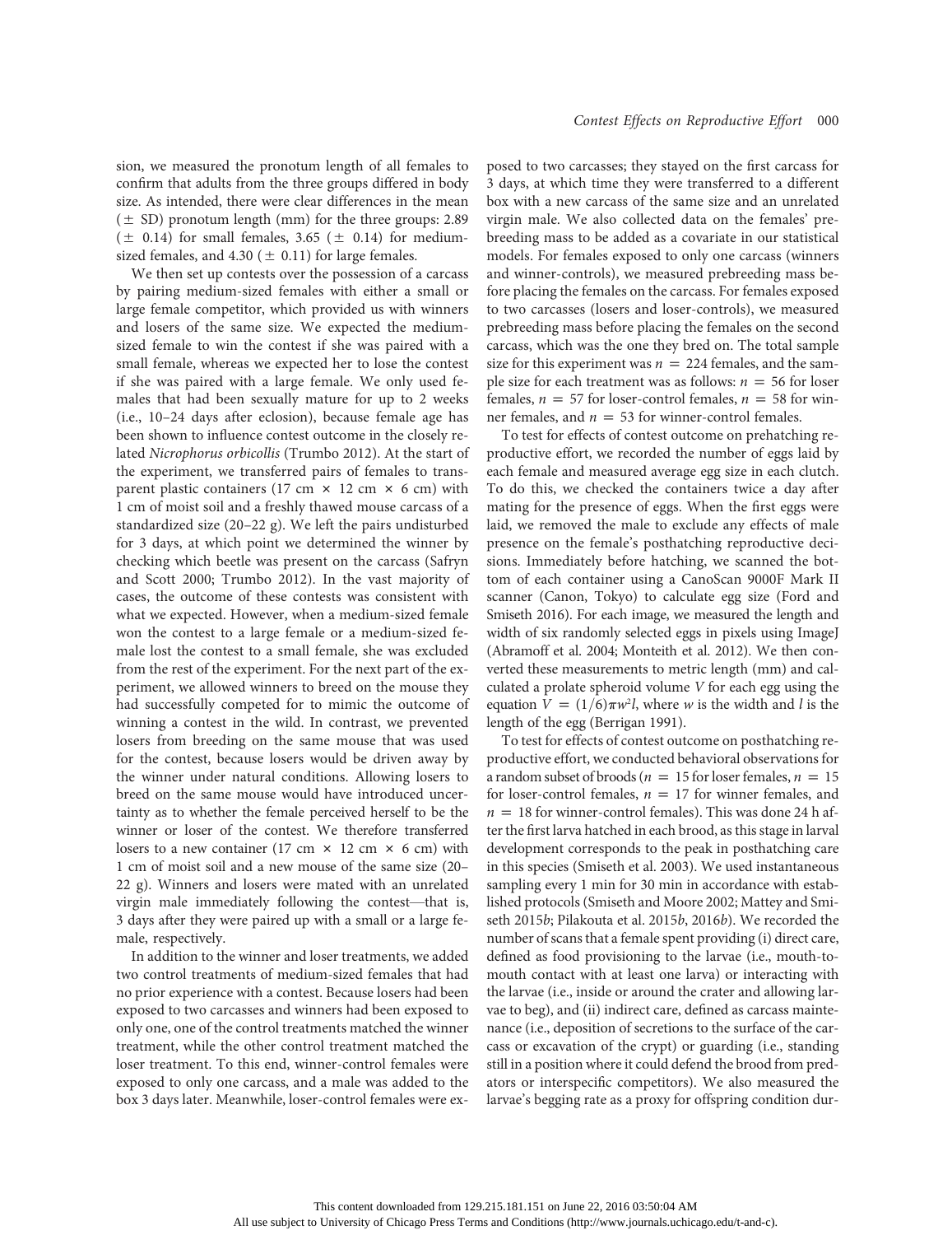sion, we measured the pronotum length of all females to confirm that adults from the three groups differed in body size. As intended, there were clear differences in the mean ($\pm$ SD) pronotum length (mm) for the three groups: 2.89 ($\pm$ 0.14) for small females, 3.65 ($\pm$ 0.14) for medium-sized females, and 4.30 ($\pm$ 0.11) for large females.

We then set up contests over the possession of a carcass by pairing medium-sized females with either a small or large female competitor, which provided us with winners and losers of the same size. We expected the medium-sized female to win the contest if she was paired with a small female, whereas we expected her to lose the contest if she was paired with a large female. We only used females that had been sexually mature for up to 2 weeks (i.e., 10–24 days after eclosion), because female age has been shown to influence contest outcome in the closely related *Nicrophorus orbicollis* (Trumbo 2012). At the start of the experiment, we transferred pairs of females to transparent plastic containers (17 cm $\times$ 12 cm $\times$ 6 cm) with 1 cm of moist soil and a freshly thawed mouse carcass of a standardized size (20–22 g). We left the pairs undisturbed for 3 days, at which point we determined the winner by checking which beetle was present on the carcass (Safryn and Scott 2000; Trumbo 2012). In the vast majority of cases, the outcome of these contests was consistent with what we expected. However, when a medium-sized female won the contest to a large female or a medium-sized female lost the contest to a small female, she was excluded from the rest of the experiment. For the next part of the experiment, we allowed winners to breed on the mouse they had successfully competed for to mimic the outcome of winning a contest in the wild. In contrast, we prevented losers from breeding on the same mouse that was used for the contest, because losers would be driven away by the winner under natural conditions. Allowing losers to breed on the same mouse would have introduced uncertainty as to whether the female perceived herself to be the winner or loser of the contest. We therefore transferred losers to a new container (17 cm $\times$ 12 cm $\times$ 6 cm) with 1 cm of moist soil and a new mouse of the same size (20–22 g). Winners and losers were mated with an unrelated virgin male immediately following the contest—that is, 3 days after they were paired up with a small or a large female, respectively.

In addition to the winner and loser treatments, we added two control treatments of medium-sized females that had no prior experience with a contest. Because losers had been exposed to two carcasses and winners had been exposed to only one, one of the control treatments matched the winner treatment, while the other control treatment matched the loser treatment. To this end, winner-control females were exposed to only one carcass, and a male was added to the box 3 days later. Meanwhile, loser-control females were exposed to two carcasses; they stayed on the first carcass for 3 days, at which time they were transferred to a different box with a new carcass of the same size and an unrelated virgin male. We also collected data on the females' prebreeding mass to be added as a covariate in our statistical models. For females exposed to only one carcass (winners and winner-controls), we measured prebreeding mass before placing the females on the carcass. For females exposed to two carcasses (losers and loser-controls), we measured prebreeding mass before placing the females on the second carcass, which was the one they bred on. The total sample size for this experiment was $n = 224$ females, and the sample size for each treatment was as follows: $n = 56$ for loser females, $n = 57$ for loser-control females, $n = 58$ for winner females, and $n = 53$ for winner-control females.

To test for effects of contest outcome on prehatching reproductive effort, we recorded the number of eggs laid by each female and measured average egg size in each clutch. To do this, we checked the containers twice a day after mating for the presence of eggs. When the first eggs were laid, we removed the male to exclude any effects of male presence on the female's posthatching reproductive decisions. Immediately before hatching, we scanned the bottom of each container using a CanoScan 9000F Mark II scanner (Canon, Tokyo) to calculate egg size (Ford and Smiseth 2016). For each image, we measured the length and width of six randomly selected eggs in pixels using ImageJ (Abramoff et al. 2004; Monteith et al. 2012). We then converted these measurements to metric length (mm) and calculated a prolate spheroid volume $V$ for each egg using the equation $V = (1/6)\pi w^2 l$, where $w$ is the width and $l$ is the length of the egg (Berrigan 1991).

To test for effects of contest outcome on posthatching reproductive effort, we conducted behavioral observations for a random subset of broods ($n = 15$ for loser females, $n = 15$ for loser-control females, $n = 17$ for winner females, and $n = 18$ for winner-control females). This was done 24 h after the first larva hatched in each brood, as this stage in larval development corresponds to the peak in posthatching care in this species (Smiseth et al. 2003). We used instantaneous sampling every 1 min for 30 min in accordance with established protocols (Smiseth and Moore 2002; Mattey and Smiseth 2015*b*; Pilakouta et al. 2015*b*, 2016*b*). We recorded the number of scans that a female spent providing (i) direct care, defined as food provisioning to the larvae (i.e., mouth-to-mouth contact with at least one larva) or interacting with the larvae (i.e., inside or around the crater and allowing larvae to beg), and (ii) indirect care, defined as carcass maintenance (i.e., deposition of secretions to the surface of the carcass or excavation of the crypt) or guarding (i.e., standing still in a position where it could defend the brood from predators or interspecific competitors). We also measured the larvae's begging rate as a proxy for offspring condition dur-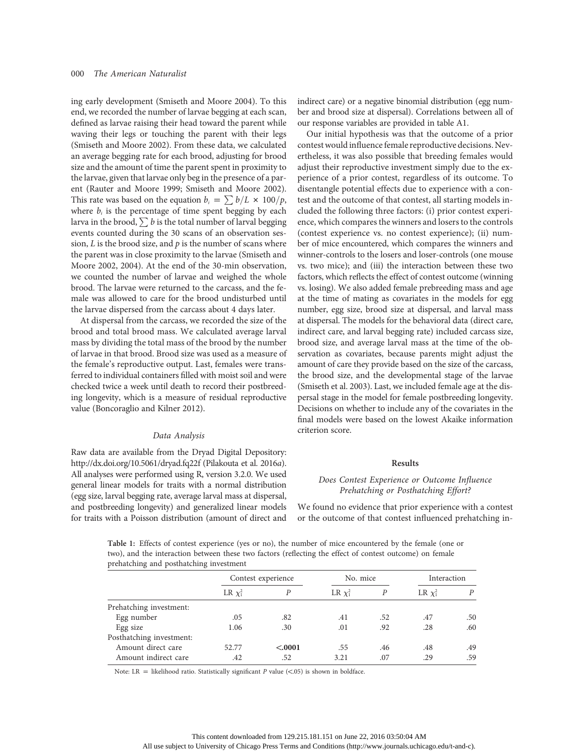ing early development (Smiseth and Moore 2004). To this end, we recorded the number of larvae begging at each scan, defined as larvae raising their head toward the parent while waving their legs or touching the parent with their legs (Smiseth and Moore 2002). From these data, we calculated an average begging rate for each brood, adjusting for brood size and the amount of time the parent spent in proximity to the larvae, given that larvae only beg in the presence of a parent (Rauter and Moore 1999; Smiseth and Moore 2002). This rate was based on the equation $b_i = \sum b/L \times 100/p$, where $b_i$ is the percentage of time spent begging by each larva in the brood, $\sum b$ is the total number of larval begging events counted during the 30 scans of an observation session, $L$ is the brood size, and $p$ is the number of scans where the parent was in close proximity to the larvae (Smiseth and Moore 2002, 2004). At the end of the 30-min observation, we counted the number of larvae and weighed the whole brood. The larvae were returned to the carcass, and the female was allowed to care for the brood undisturbed until the larvae dispersed from the carcass about 4 days later.

At dispersal from the carcass, we recorded the size of the brood and total brood mass. We calculated average larval mass by dividing the total mass of the brood by the number of larvae in that brood. Brood size was used as a measure of the female's reproductive output. Last, females were transferred to individual containers filled with moist soil and were checked twice a week until death to record their postbreeding longevity, which is a measure of residual reproductive value (Boncoraglio and Kilner 2012).

### *Data Analysis*

Raw data are available from the Dryad Digital Depository: http://dx.doi.org/10.5061/dryad.fq22f (Pilakouta et al. 2016*a*). All analyses were performed using R, version 3.2.0. We used general linear models for traits with a normal distribution (egg size, larval begging rate, average larval mass at dispersal, and postbreeding longevity) and generalized linear models for traits with a Poisson distribution (amount of direct and indirect care) or a negative binomial distribution (egg number and brood size at dispersal). Correlations between all of our response variables are provided in table A1.

Our initial hypothesis was that the outcome of a prior contest would influence female reproductive decisions. Nevertheless, it was also possible that breeding females would adjust their reproductive investment simply due to the experience of a prior contest, regardless of its outcome. To disentangle potential effects due to experience with a contest and the outcome of that contest, all starting models included the following three factors: (i) prior contest experience, which compares the winners and losers to the controls (contest experience vs. no contest experience); (ii) number of mice encountered, which compares the winners and winner-controls to the losers and loser-controls (one mouse vs. two mice); and (iii) the interaction between these two factors, which reflects the effect of contest outcome (winning vs. losing). We also added female prebreeding mass and age at the time of mating as covariates in the models for egg number, egg size, brood size at dispersal, and larval mass at dispersal. The models for the behavioral data (direct care, indirect care, and larval begging rate) included carcass size, brood size, and average larval mass at the time of the observation as covariates, because parents might adjust the amount of care they provide based on the size of the carcass, the brood size, and the developmental stage of the larvae (Smiseth et al. 2003). Last, we included female age at the dispersal stage in the model for female postbreeding longevity. Decisions on whether to include any of the covariates in the final models were based on the lowest Akaike information criterion score.

## Results

### *Does Contest Experience or Outcome Influence Prehatching or Posthatching Effort?*

We found no evidence that prior experience with a contest or the outcome of that contest influenced prehatching in-

**Table 1:** Effects of contest experience (yes or no), the number of mice encountered by the female (one or two), and the interaction between these two factors (reflecting the effect of contest outcome) on female prehatching and posthatching investment

| | Contest experience | | No. mice | | Interaction | |
|---|---|---|---|---|---|---|
| | LR $\chi^2_1$ | $P$ | LR $\chi^2_1$ | $P$ | LR $\chi^2_1$ | $P$ |
| Prehatching investment: | | | | | | |
| Egg number | .05 | .82 | .41 | .52 | .47 | .50 |
| Egg size | 1.06 | .30 | .01 | .92 | .28 | .60 |
| Posthatching investment: | | | | | | |
| Amount direct care | 52.77 | **<.0001** | .55 | .46 | .48 | .49 |
| Amount indirect care | .42 | .52 | 3.21 | .07 | .29 | .59 |

Note: LR = likelihood ratio. Statistically significant $P$ value (<.05) is shown in boldface.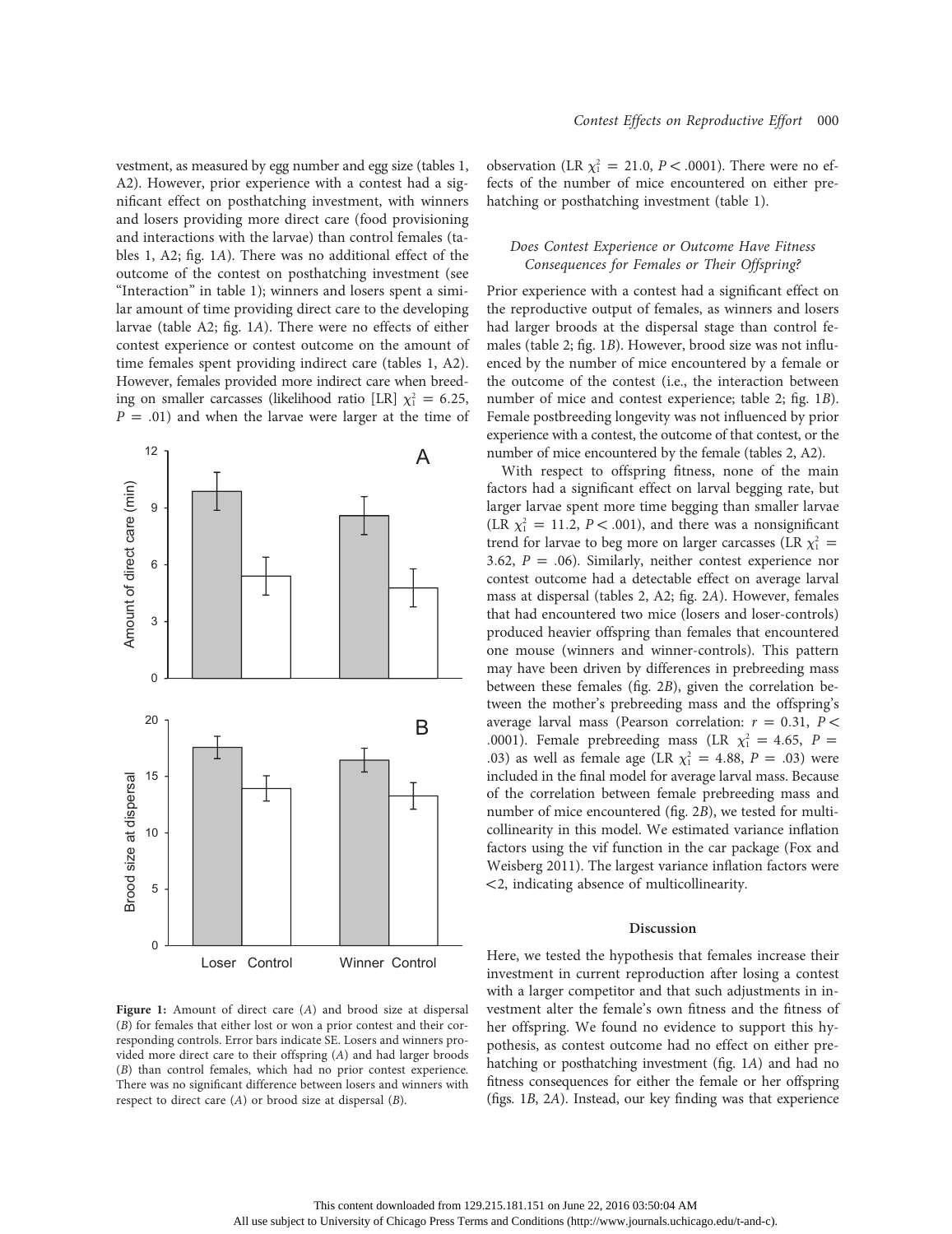vestment, as measured by egg number and egg size (tables 1, A2). However, prior experience with a contest had a significant effect on posthatching investment, with winners and losers providing more direct care (food provisioning and interactions with the larvae) than control females (tables 1, A2; fig. 1*A*). There was no additional effect of the outcome of the contest on posthatching investment (see "Interaction" in table 1); winners and losers spent a similar amount of time providing direct care to the developing larvae (table A2; fig. 1*A*). There were no effects of either contest experience or contest outcome on the amount of time females spent providing indirect care (tables 1, A2). However, females provided more indirect care when breeding on smaller carcasses (likelihood ratio [LR] $\chi^2_1 = 6.25$, $P = .01$) and when the larvae were larger at the time of observation (LR $\chi^2_1 = 21.0$, $P < .0001$). There were no effects of the number of mice encountered on either prehatching or posthatching investment (table 1).

**Figure 1:** Amount of direct care (*A*) and brood size at dispersal (*B*) for females that either lost or won a prior contest and their corresponding controls. Error bars indicate SE. Losers and winners provided more direct care to their offspring (*A*) and had larger broods (*B*) than control females, which had no prior contest experience. There was no significant difference between losers and winners with respect to direct care (*A*) or brood size at dispersal (*B*).

### *Does Contest Experience or Outcome Have Fitness Consequences for Females or Their Offspring?*

Prior experience with a contest had a significant effect on the reproductive output of females, as winners and losers had larger broods at the dispersal stage than control females (table 2; fig. 1*B*). However, brood size was not influenced by the number of mice encountered by a female or the outcome of the contest (i.e., the interaction between number of mice and contest experience; table 2; fig. 1*B*). Female postbreeding longevity was not influenced by prior experience with a contest, the outcome of that contest, or the number of mice encountered by the female (tables 2, A2).

With respect to offspring fitness, none of the main factors had a significant effect on larval begging rate, but larger larvae spent more time begging than smaller larvae (LR $\chi^2_1 = 11.2$, $P < .001$), and there was a nonsignificant trend for larvae to beg more on larger carcasses (LR $\chi^2_1 = 3.62$, $P = .06$). Similarly, neither contest experience nor contest outcome had a detectable effect on average larval mass at dispersal (tables 2, A2; fig. 2*A*). However, females that had encountered two mice (losers and loser-controls) produced heavier offspring than females that encountered one mouse (winners and winner-controls). This pattern may have been driven by differences in prebreeding mass between these females (fig. 2*B*), given the correlation between the mother's prebreeding mass and the offspring's average larval mass (Pearson correlation: $r = 0.31$, $P < .0001$). Female prebreeding mass (LR $\chi^2_1 = 4.65$, $P = .03$) as well as female age (LR $\chi^2_1 = 4.88$, $P = .03$) were included in the final model for average larval mass. Because of the correlation between female prebreeding mass and number of mice encountered (fig. 2*B*), we tested for multicollinearity in this model. We estimated variance inflation factors using the vif function in the car package (Fox and Weisberg 2011). The largest variance inflation factors were <2, indicating absence of multicollinearity.

## Discussion

Here, we tested the hypothesis that females increase their investment in current reproduction after losing a contest with a larger competitor and that such adjustments in investment alter the female's own fitness and the fitness of her offspring. We found no evidence to support this hypothesis, as contest outcome had no effect on either prehatching or posthatching investment (fig. 1*A*) and had no fitness consequences for either the female or her offspring (figs. 1*B*, 2*A*). Instead, our key finding was that experience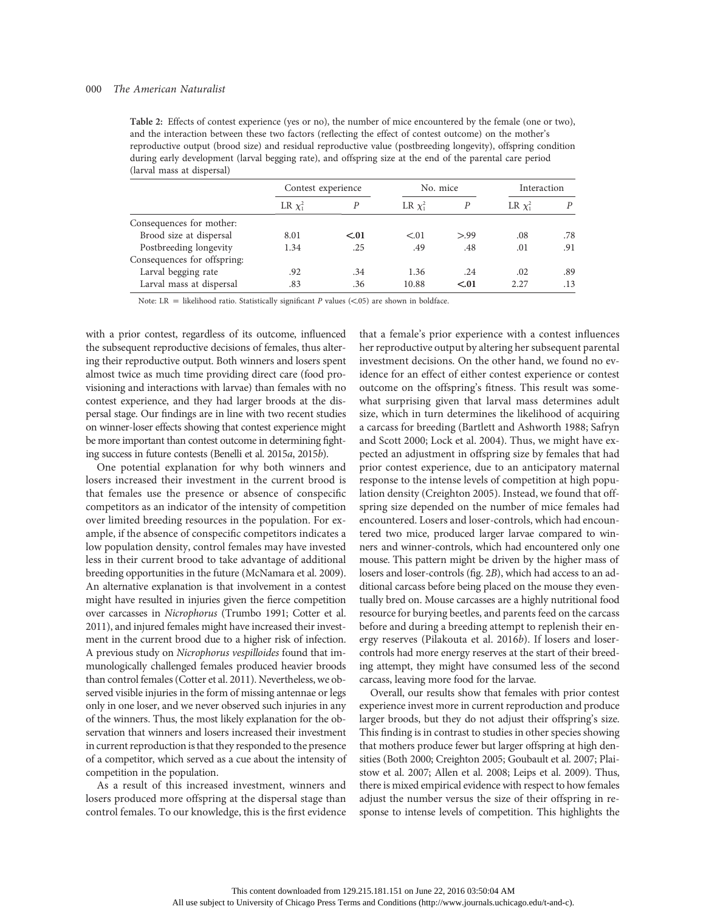**Table 2:** Effects of contest experience (yes or no), the number of mice encountered by the female (one or two), and the interaction between these two factors (reflecting the effect of contest outcome) on the mother's reproductive output (brood size) and residual reproductive value (postbreeding longevity), offspring condition during early development (larval begging rate), and offspring size at the end of the parental care period (larval mass at dispersal)

| | Contest experience | | No. mice | | Interaction | |
|---|---|---|---|---|---|---|
| | LR $\chi^2_1$ | $P$ | LR $\chi^2_1$ | $P$ | LR $\chi^2_1$ | $P$ |
| Consequences for mother: | | | | | | |
| Brood size at dispersal | 8.01 | **<.01** | <.01 | >.99 | .08 | .78 |
| Postbreeding longevity | 1.34 | .25 | .49 | .48 | .01 | .91 |
| Consequences for offspring: | | | | | | |
| Larval begging rate | .92 | .34 | 1.36 | .24 | .02 | .89 |
| Larval mass at dispersal | .83 | .36 | 10.88 | **<.01** | 2.27 | .13 |

Note: LR = likelihood ratio. Statistically significant $P$ values (<.05) are shown in boldface.

with a prior contest, regardless of its outcome, influenced the subsequent reproductive decisions of females, thus altering their reproductive output. Both winners and losers spent almost twice as much time providing direct care (food provisioning and interactions with larvae) than females with no contest experience, and they had larger broods at the dispersal stage. Our findings are in line with two recent studies on winner-loser effects showing that contest experience might be more important than contest outcome in determining fighting success in future contests (Benelli et al. 2015*a*, 2015*b*).

One potential explanation for why both winners and losers increased their investment in the current brood is that females use the presence or absence of conspecific competitors as an indicator of the intensity of competition over limited breeding resources in the population. For example, if the absence of conspecific competitors indicates a low population density, control females may have invested less in their current brood to take advantage of additional breeding opportunities in the future (McNamara et al. 2009). An alternative explanation is that involvement in a contest might have resulted in injuries given the fierce competition over carcasses in *Nicrophorus* (Trumbo 1991; Cotter et al. 2011), and injured females might have increased their investment in the current brood due to a higher risk of infection. A previous study on *Nicrophorus vespilloides* found that immunologically challenged females produced heavier broods than control females (Cotter et al. 2011). Nevertheless, we observed visible injuries in the form of missing antennae or legs only in one loser, and we never observed such injuries in any of the winners. Thus, the most likely explanation for the observation that winners and losers increased their investment in current reproduction is that they responded to the presence of a competitor, which served as a cue about the intensity of competition in the population.

As a result of this increased investment, winners and losers produced more offspring at the dispersal stage than control females. To our knowledge, this is the first evidence that a female's prior experience with a contest influences her reproductive output by altering her subsequent parental investment decisions. On the other hand, we found no evidence for an effect of either contest experience or contest outcome on the offspring's fitness. This result was somewhat surprising given that larval mass determines adult size, which in turn determines the likelihood of acquiring a carcass for breeding (Bartlett and Ashworth 1988; Safryn and Scott 2000; Lock et al. 2004). Thus, we might have expected an adjustment in offspring size by females that had prior contest experience, due to an anticipatory maternal response to the intense levels of competition at high population density (Creighton 2005). Instead, we found that offspring size depended on the number of mice females had encountered. Losers and loser-controls, which had encountered two mice, produced larger larvae compared to winners and winner-controls, which had encountered only one mouse. This pattern might be driven by the higher mass of losers and loser-controls (fig. 2*B*), which had access to an additional carcass before being placed on the mouse they eventually bred on. Mouse carcasses are a highly nutritional food resource for burying beetles, and parents feed on the carcass before and during a breeding attempt to replenish their energy reserves (Pilakouta et al. 2016*b*). If losers and loser-controls had more energy reserves at the start of their breeding attempt, they might have consumed less of the second carcass, leaving more food for the larvae.

Overall, our results show that females with prior contest experience invest more in current reproduction and produce larger broods, but they do not adjust their offspring's size. This finding is in contrast to studies in other species showing that mothers produce fewer but larger offspring at high densities (Both 2000; Creighton 2005; Goubault et al. 2007; Plaistow et al. 2007; Allen et al. 2008; Leips et al. 2009). Thus, there is mixed empirical evidence with respect to how females adjust the number versus the size of their offspring in response to intense levels of competition. This highlights the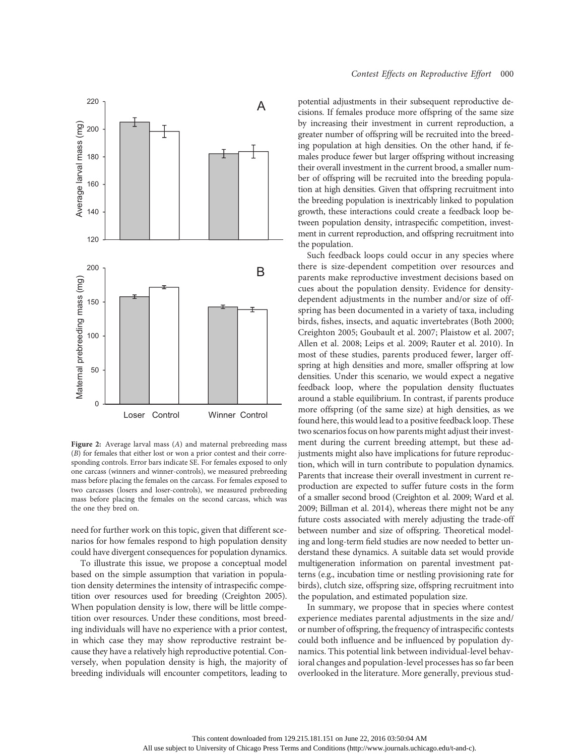Figure 2: Average larval mass (*A*) and maternal prebreeding mass (*B*) for females that either lost or won a prior contest and their corresponding controls. Error bars indicate SE. For females exposed to only one carcass (winners and winner-controls), we measured prebreeding mass before placing the females on the carcass. For females exposed to two carcasses (losers and loser-controls), we measured prebreeding mass before placing the females on the second carcass, which was the one they bred on.

need for further work on this topic, given that different scenarios for how females respond to high population density could have divergent consequences for population dynamics.

To illustrate this issue, we propose a conceptual model based on the simple assumption that variation in population density determines the intensity of intraspecific competition over resources used for breeding (Creighton 2005). When population density is low, there will be little competition over resources. Under these conditions, most breeding individuals will have no experience with a prior contest, in which case they may show reproductive restraint because they have a relatively high reproductive potential. Conversely, when population density is high, the majority of breeding individuals will encounter competitors, leading to potential adjustments in their subsequent reproductive decisions. If females produce more offspring of the same size by increasing their investment in current reproduction, a greater number of offspring will be recruited into the breeding population at high densities. On the other hand, if females produce fewer but larger offspring without increasing their overall investment in the current brood, a smaller number of offspring will be recruited into the breeding population at high densities. Given that offspring recruitment into the breeding population is inextricably linked to population growth, these interactions could create a feedback loop between population density, intraspecific competition, investment in current reproduction, and offspring recruitment into the population.

Such feedback loops could occur in any species where there is size-dependent competition over resources and parents make reproductive investment decisions based on cues about the population density. Evidence for density-dependent adjustments in the number and/or size of offspring has been documented in a variety of taxa, including birds, fishes, insects, and aquatic invertebrates (Both 2000; Creighton 2005; Goubault et al. 2007; Plaistow et al. 2007; Allen et al. 2008; Leips et al. 2009; Rauter et al. 2010). In most of these studies, parents produced fewer, larger offspring at high densities and more, smaller offspring at low densities. Under this scenario, we would expect a negative feedback loop, where the population density fluctuates around a stable equilibrium. In contrast, if parents produce more offspring (of the same size) at high densities, as we found here, this would lead to a positive feedback loop. These two scenarios focus on how parents might adjust their investment during the current breeding attempt, but these adjustments might also have implications for future reproduction, which will in turn contribute to population dynamics. Parents that increase their overall investment in current reproduction are expected to suffer future costs in the form of a smaller second brood (Creighton et al. 2009; Ward et al. 2009; Billman et al. 2014), whereas there might not be any future costs associated with merely adjusting the trade-off between number and size of offspring. Theoretical modeling and long-term field studies are now needed to better understand these dynamics. A suitable data set would provide multigeneration information on parental investment patterns (e.g., incubation time or nestling provisioning rate for birds), clutch size, offspring size, offspring recruitment into the population, and estimated population size.

In summary, we propose that in species where contest experience mediates parental adjustments in the size and/or number of offspring, the frequency of intraspecific contests could both influence and be influenced by population dynamics. This potential link between individual-level behavioral changes and population-level processes has so far been overlooked in the literature. More generally, previous stud-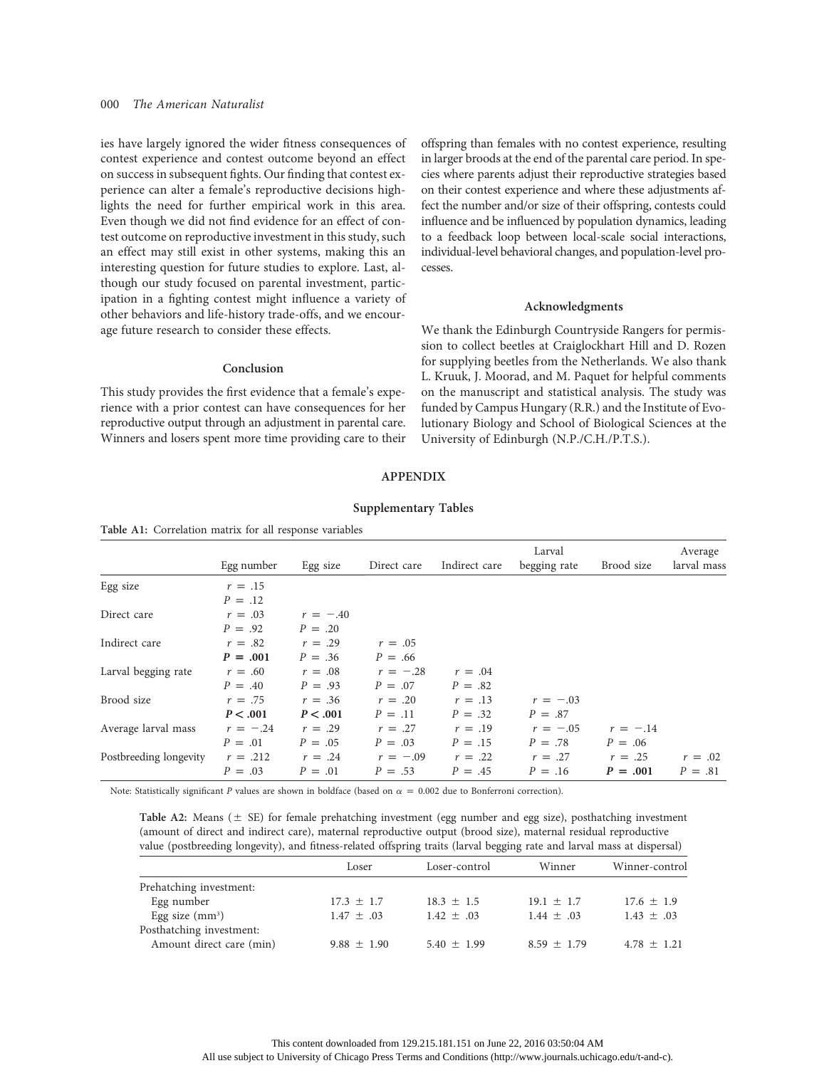ies have largely ignored the wider fitness consequences of contest experience and contest outcome beyond an effect on success in subsequent fights. Our finding that contest experience can alter a female's reproductive decisions highlights the need for further empirical work in this area. Even though we did not find evidence for an effect of contest outcome on reproductive investment in this study, such an effect may still exist in other systems, making this an interesting question for future studies to explore. Last, although our study focused on parental investment, participation in a fighting contest might influence a variety of other behaviors and life-history trade-offs, and we encourage future research to consider these effects.

## Conclusion

This study provides the first evidence that a female's experience with a prior contest can have consequences for her reproductive output through an adjustment in parental care. Winners and losers spent more time providing care to their offspring than females with no contest experience, resulting in larger broods at the end of the parental care period. In species where parents adjust their reproductive strategies based on their contest experience and where these adjustments affect the number and/or size of their offspring, contests could influence and be influenced by population dynamics, leading to a feedback loop between local-scale social interactions, individual-level behavioral changes, and population-level processes.

## Acknowledgments

We thank the Edinburgh Countryside Rangers for permission to collect beetles at Craiglockhart Hill and D. Rozen for supplying beetles from the Netherlands. We also thank L. Kruuk, J. Moorad, and M. Paquet for helpful comments on the manuscript and statistical analysis. The study was funded by Campus Hungary (R.R.) and the Institute of Evolutionary Biology and School of Biological Sciences at the University of Edinburgh (N.P./C.H./P.T.S.).

# APPENDIX

## Supplementary Tables

**Table A1:** Correlation matrix for all response variables

| | Egg number | Egg size | Direct care | Indirect care | Larval begging rate | Brood size | Average larval mass |
|---|---|---|---|---|---|---|---|
| Egg size | $r$ = .15<br>$P$ = .12 | | | | | | |
| Direct care | $r$ = .03<br>$P$ = .92 | $r$ = −.40<br>$P$ = .20 | | | | | |
| Indirect care | $r$ = .82<br>**$P$ = .001** | $r$ = .29<br>$P$ = .36 | $r$ = .05<br>$P$ = .66 | | | | |
| Larval begging rate | $r$ = .60<br>$P$ = .40 | $r$ = .08<br>$P$ = .93 | $r$ = −.28<br>$P$ = .07 | $r$ = .04<br>$P$ = .82 | | | |
| Brood size | $r$ = .75<br>**$P$ < .001** | $r$ = .36<br>**$P$ < .001** | $r$ = .20<br>$P$ = .11 | $r$ = .13<br>$P$ = .32 | $r$ = −.03<br>$P$ = .87 | | |
| Average larval mass | $r$ = −.24<br>$P$ = .01 | $r$ = .29<br>$P$ = .05 | $r$ = .27<br>$P$ = .03 | $r$ = .19<br>$P$ = .15 | $r$ = −.05<br>$P$ = .78 | $r$ = −.14<br>$P$ = .06 | |
| Postbreeding longevity | $r$ = .212<br>$P$ = .03 | $r$ = .24<br>$P$ = .01 | $r$ = −.09<br>$P$ = .53 | $r$ = .22<br>$P$ = .45 | $r$ = .27<br>$P$ = .16 | $r$ = .25<br>**$P$ = .001** | $r$ = .02<br>$P$ = .81 |

Note: Statistically significant $P$ values are shown in boldface (based on $\alpha = 0.002$ due to Bonferroni correction).

**Table A2:** Means (± SE) for female prehatching investment (egg number and egg size), posthatching investment (amount of direct and indirect care), maternal reproductive output (brood size), maternal residual reproductive value (postbreeding longevity), and fitness-related offspring traits (larval begging rate and larval mass at dispersal)

| | Loser | Loser-control | Winner | Winner-control |
|---|---|---|---|---|
| Prehatching investment: | | | | |
| Egg number | 17.3 ± 1.7 | 18.3 ± 1.5 | 19.1 ± 1.7 | 17.6 ± 1.9 |
| Egg size ($mm^3$) | 1.47 ± .03 | 1.42 ± .03 | 1.44 ± .03 | 1.43 ± .03 |
| Posthatching investment: | | | | |
| Amount direct care (min) | 9.88 ± 1.90 | 5.40 ± 1.99 | 8.59 ± 1.79 | 4.78 ± 1.21 |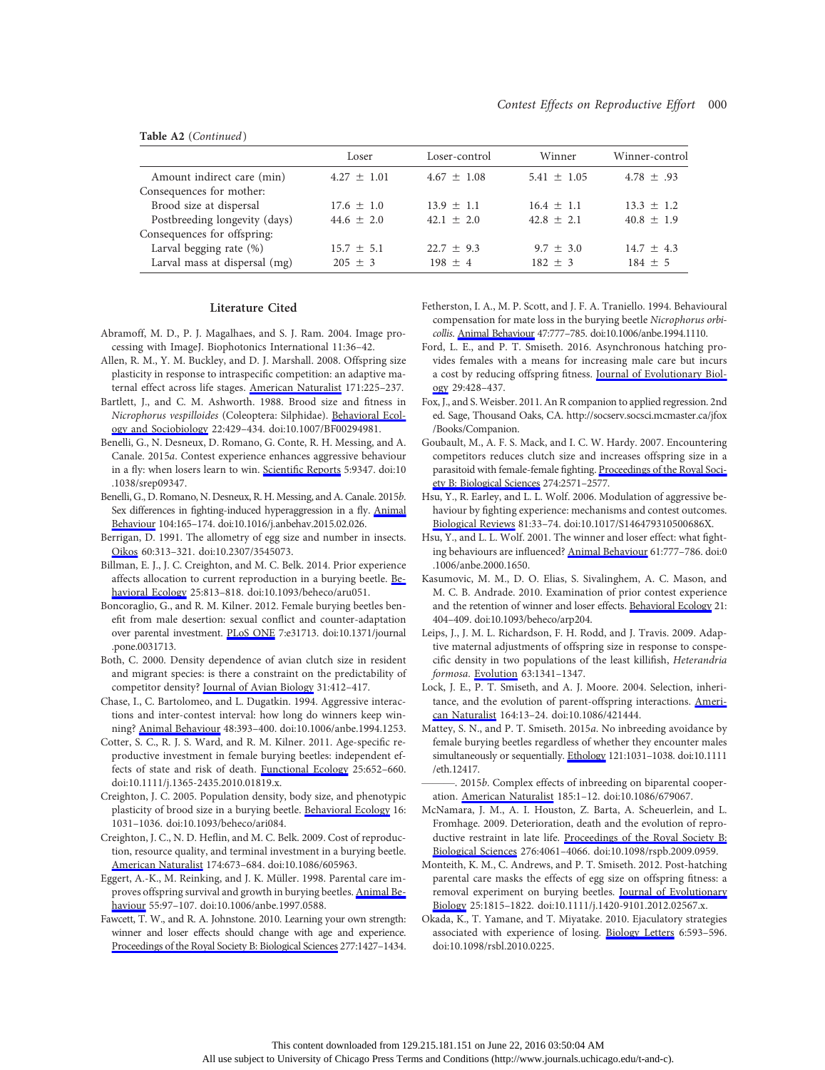Table A2 (*Continued*)

| | Loser | Loser-control | Winner | Winner-control |
|---|---|---|---|---|
| Amount indirect care (min) | 4.27 ± 1.01 | 4.67 ± 1.08 | 5.41 ± 1.05 | 4.78 ± .93 |
| Consequences for mother: | | | | |
| Brood size at dispersal | 17.6 ± 1.0 | 13.9 ± 1.1 | 16.4 ± 1.1 | 13.3 ± 1.2 |
| Postbreeding longevity (days) | 44.6 ± 2.0 | 42.1 ± 2.0 | 42.8 ± 2.1 | 40.8 ± 1.9 |
| Consequences for offspring: | | | | |
| Larval begging rate (%) | 15.7 ± 5.1 | 22.7 ± 9.3 | 9.7 ± 3.0 | 14.7 ± 4.3 |
| Larval mass at dispersal (mg) | 205 ± 3 | 198 ± 4 | 182 ± 3 | 184 ± 5 |

## Literature Cited

Abramoff, M. D., P. J. Magalhaes, and S. J. Ram. 2004. Image processing with ImageJ. Biophotonics International 11:36–42.

Allen, R. M., Y. M. Buckley, and D. J. Marshall. 2008. Offspring size plasticity in response to intraspecific competition: an adaptive maternal effect across life stages. American Naturalist 171:225–237.

Bartlett, J., and C. M. Ashworth. 1988. Brood size and fitness in *Nicrophorus vespilloides* (Coleoptera: Silphidae). Behavioral Ecology and Sociobiology 22:429–434. doi:10.1007/BF00294981.

Benelli, G., N. Desneux, D. Romano, G. Conte, R. H. Messing, and A. Canale. 2015*a*. Contest experience enhances aggressive behaviour in a fly: when losers learn to win. Scientific Reports 5:9347. doi:10.1038/srep09347.

Benelli, G., D. Romano, N. Desneux, R. H. Messing, and A. Canale. 2015*b*. Sex differences in fighting-induced hyperaggression in a fly. Animal Behaviour 104:165–174. doi:10.1016/j.anbehav.2015.02.026.

Berrigan, D. 1991. The allometry of egg size and number in insects. Oikos 60:313–321. doi:10.2307/3545073.

Billman, E. J., J. C. Creighton, and M. C. Belk. 2014. Prior experience affects allocation to current reproduction in a burying beetle. Behavioral Ecology 25:813–818. doi:10.1093/beheco/aru051.

Boncoraglio, G., and R. M. Kilner. 2012. Female burying beetles benefit from male desertion: sexual conflict and counter-adaptation over parental investment. PLoS ONE 7:e31713. doi:10.1371/journal.pone.0031713.

Both, C. 2000. Density dependence of avian clutch size in resident and migrant species: is there a constraint on the predictability of competitor density? Journal of Avian Biology 31:412–417.

Chase, I., C. Bartolomeo, and L. Dugatkin. 1994. Aggressive interactions and inter-contest interval: how long do winners keep winning? Animal Behaviour 48:393–400. doi:10.1006/anbe.1994.1253.

Cotter, S. C., R. J. S. Ward, and R. M. Kilner. 2011. Age-specific reproductive investment in female burying beetles: independent effects of state and risk of death. Functional Ecology 25:652–660. doi:10.1111/j.1365-2435.2010.01819.x.

Creighton, J. C. 2005. Population density, body size, and phenotypic plasticity of brood size in a burying beetle. Behavioral Ecology 16:1031–1036. doi:10.1093/beheco/ari084.

Creighton, J. C., N. D. Heflin, and M. C. Belk. 2009. Cost of reproduction, resource quality, and terminal investment in a burying beetle. American Naturalist 174:673–684. doi:10.1086/605963.

Eggert, A.-K., M. Reinking, and J. K. Müller. 1998. Parental care improves offspring survival and growth in burying beetles. Animal Behaviour 55:97–107. doi:10.1006/anbe.1997.0588.

Fawcett, T. W., and R. A. Johnstone. 2010. Learning your own strength: winner and loser effects should change with age and experience. Proceedings of the Royal Society B: Biological Sciences 277:1427–1434.

Fetherston, I. A., M. P. Scott, and J. F. A. Traniello. 1994. Behavioural compensation for mate loss in the burying beetle *Nicrophorus orbicollis*. Animal Behaviour 47:777–785. doi:10.1006/anbe.1994.1110.

Ford, L. E., and P. T. Smiseth. 2016. Asynchronous hatching provides females with a means for increasing male care but incurs a cost by reducing offspring fitness. Journal of Evolutionary Biology 29:428–437.

Fox, J., and S. Weisber. 2011. An R companion to applied regression. 2nd ed. Sage, Thousand Oaks, CA. http://socserv.socsci.mcmaster.ca/jfox/Books/Companion.

Goubault, M., A. F. S. Mack, and I. C. W. Hardy. 2007. Encountering competitors reduces clutch size and increases offspring size in a parasitoid with female-female fighting. Proceedings of the Royal Society B: Biological Sciences 274:2571–2577.

Hsu, Y., R. Earley, and L. L. Wolf. 2006. Modulation of aggressive behaviour by fighting experience: mechanisms and contest outcomes. Biological Reviews 81:33–74. doi:10.1017/S146479310500686X.

Hsu, Y., and L. L. Wolf. 2001. The winner and loser effect: what fighting behaviours are influenced? Animal Behaviour 61:777–786. doi:0.1006/anbe.2000.1650.

Kasumovic, M. M., D. O. Elias, S. Sivalinghem, A. C. Mason, and M. C. B. Andrade. 2010. Examination of prior contest experience and the retention of winner and loser effects. Behavioral Ecology 21:404–409. doi:10.1093/beheco/arp204.

Leips, J., J. M. L. Richardson, F. H. Rodd, and J. Travis. 2009. Adaptive maternal adjustments of offspring size in response to conspecific density in two populations of the least killifish, *Heterandria formosa*. Evolution 63:1341–1347.

Lock, J. E., P. T. Smiseth, and A. J. Moore. 2004. Selection, inheritance, and the evolution of parent-offspring interactions. American Naturalist 164:13–24. doi:10.1086/421444.

Mattey, S. N., and P. T. Smiseth. 2015*a*. No inbreeding avoidance by female burying beetles regardless of whether they encounter males simultaneously or sequentially. Ethology 121:1031–1038. doi:10.1111/eth.12417.

———. 2015*b*. Complex effects of inbreeding on biparental cooperation. American Naturalist 185:1–12. doi:10.1086/679067.

McNamara, J. M., A. I. Houston, Z. Barta, A. Scheuerlein, and L. Fromhage. 2009. Deterioration, death and the evolution of reproductive restraint in late life. Proceedings of the Royal Society B: Biological Sciences 276:4061–4066. doi:10.1098/rspb.2009.0959.

Monteith, K. M., C. Andrews, and P. T. Smiseth. 2012. Post-hatching parental care masks the effects of egg size on offspring fitness: a removal experiment on burying beetles. Journal of Evolutionary Biology 25:1815–1822. doi:10.1111/j.1420-9101.2012.02567.x.

Okada, K., T. Yamane, and T. Miyatake. 2010. Ejaculatory strategies associated with experience of losing. Biology Letters 6:593–596. doi:10.1098/rsbl.2010.0225.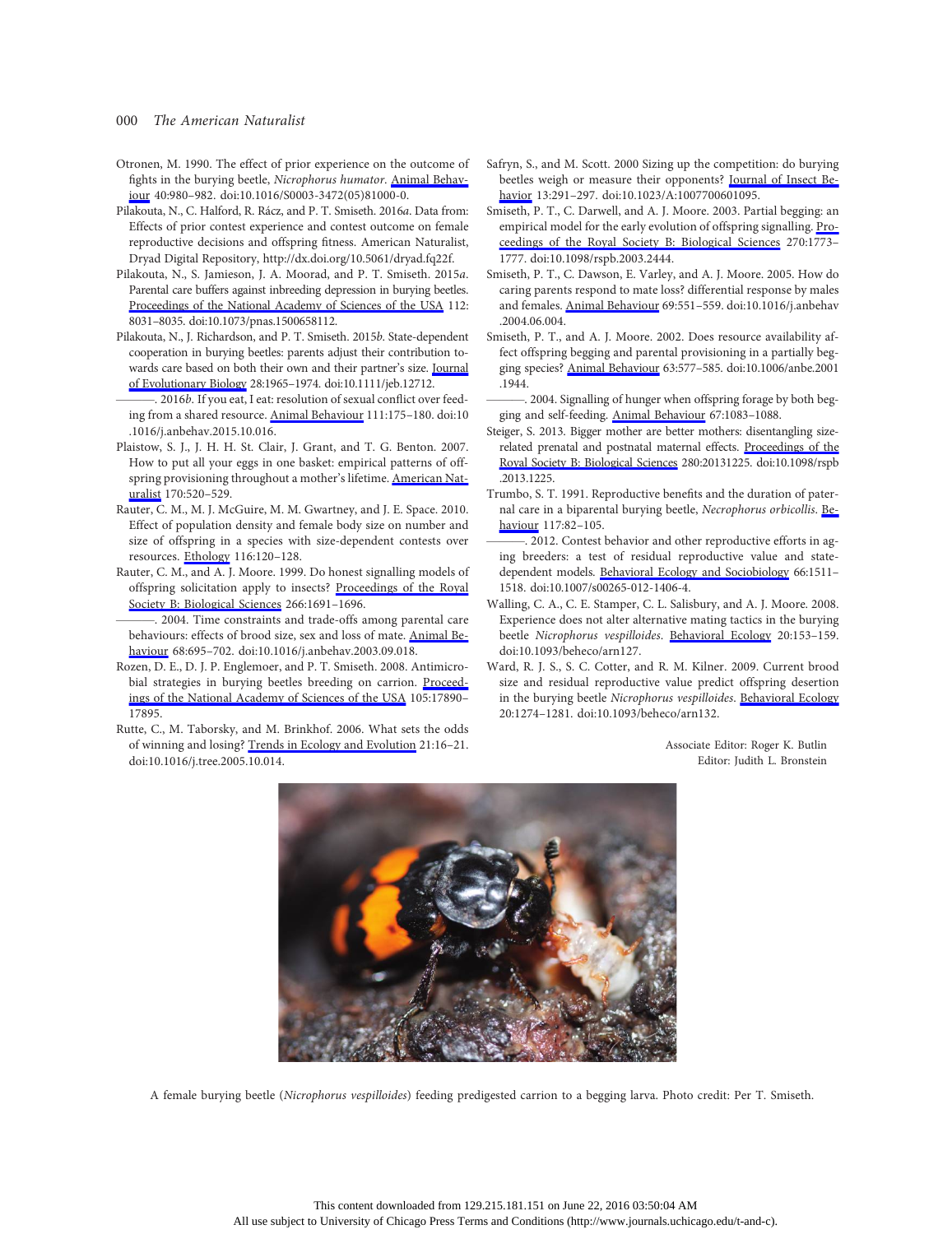Otronen, M. 1990. The effect of prior experience on the outcome of fights in the burying beetle, *Nicrophorus humator*. Animal Behaviour 40:980–982. doi:10.1016/S0003-3472(05)81000-0.

Pilakouta, N., C. Halford, R. Rácz, and P. T. Smiseth. 2016*a*. Data from: Effects of prior contest experience and contest outcome on female reproductive decisions and offspring fitness. American Naturalist, Dryad Digital Repository, http://dx.doi.org/10.5061/dryad.fq22f.

Pilakouta, N., S. Jamieson, J. A. Moorad, and P. T. Smiseth. 2015*a*. Parental care buffers against inbreeding depression in burying beetles. Proceedings of the National Academy of Sciences of the USA 112: 8031–8035. doi:10.1073/pnas.1500658112.

Pilakouta, N., J. Richardson, and P. T. Smiseth. 2015*b*. State-dependent cooperation in burying beetles: parents adjust their contribution towards care based on both their own and their partner's size. Journal of Evolutionary Biology 28:1965–1974. doi:10.1111/jeb.12712.

———. 2016*b*. If you eat, I eat: resolution of sexual conflict over feeding from a shared resource. Animal Behaviour 111:175–180. doi:10.1016/j.anbehav.2015.10.016.

Plaistow, S. J., J. H. H. St. Clair, J. Grant, and T. G. Benton. 2007. How to put all your eggs in one basket: empirical patterns of offspring provisioning throughout a mother's lifetime. American Naturalist 170:520–529.

Rauter, C. M., M. J. McGuire, M. M. Gwartney, and J. E. Space. 2010. Effect of population density and female body size on number and size of offspring in a species with size-dependent contests over resources. Ethology 116:120–128.

Rauter, C. M., and A. J. Moore. 1999. Do honest signalling models of offspring solicitation apply to insects? Proceedings of the Royal Society B: Biological Sciences 266:1691–1696.

———. 2004. Time constraints and trade-offs among parental care behaviours: effects of brood size, sex and loss of mate. Animal Behaviour 68:695–702. doi:10.1016/j.anbehav.2003.09.018.

Rozen, D. E., D. J. P. Englemoer, and P. T. Smiseth. 2008. Antimicrobial strategies in burying beetles breeding on carrion. Proceedings of the National Academy of Sciences of the USA 105:17890–17895.

Rutte, C., M. Taborsky, and M. Brinkhof. 2006. What sets the odds of winning and losing? Trends in Ecology and Evolution 21:16–21. doi:10.1016/j.tree.2005.10.014.

Safryn, S., and M. Scott. 2000 Sizing up the competition: do burying beetles weigh or measure their opponents? Journal of Insect Behavior 13:291–297. doi:10.1023/A:1007700601095.

Smiseth, P. T., C. Darwell, and A. J. Moore. 2003. Partial begging: an empirical model for the early evolution of offspring signalling. Proceedings of the Royal Society B: Biological Sciences 270:1773–1777. doi:10.1098/rspb.2003.2444.

Smiseth, P. T., C. Dawson, E. Varley, and A. J. Moore. 2005. How do caring parents respond to mate loss? differential response by males and females. Animal Behaviour 69:551–559. doi:10.1016/j.anbehav.2004.06.004.

Smiseth, P. T., and A. J. Moore. 2002. Does resource availability affect offspring begging and parental provisioning in a partially begging species? Animal Behaviour 63:577–585. doi:10.1006/anbe.2001.1944.

———. 2004. Signalling of hunger when offspring forage by both begging and self-feeding. Animal Behaviour 67:1083–1088.

Steiger, S. 2013. Bigger mother are better mothers: disentangling size-related prenatal and postnatal maternal effects. Proceedings of the Royal Society B: Biological Sciences 280:20131225. doi:10.1098/rspb.2013.1225.

Trumbo, S. T. 1991. Reproductive benefits and the duration of paternal care in a biparental burying beetle, *Necrophorus orbicollis*. Behaviour 117:82–105.

———. 2012. Contest behavior and other reproductive efforts in aging breeders: a test of residual reproductive value and state-dependent models. Behavioral Ecology and Sociobiology 66:1511–1518. doi:10.1007/s00265-012-1406-4.

Walling, C. A., C. E. Stamper, C. L. Salisbury, and A. J. Moore. 2008. Experience does not alter alternative mating tactics in the burying beetle *Nicrophorus vespilloides*. Behavioral Ecology 20:153–159. doi:10.1093/beheco/arn127.

Ward, R. J. S., S. C. Cotter, and R. M. Kilner. 2009. Current brood size and residual reproductive value predict offspring desertion in the burying beetle *Nicrophorus vespilloides*. Behavioral Ecology 20:1274–1281. doi:10.1093/beheco/arn132.

Associate Editor: Roger K. Butlin
Editor: Judith L. Bronstein

A female burying beetle (*Nicrophorus vespilloides*) feeding predigested carrion to a begging larva. Photo credit: Per T. Smiseth.